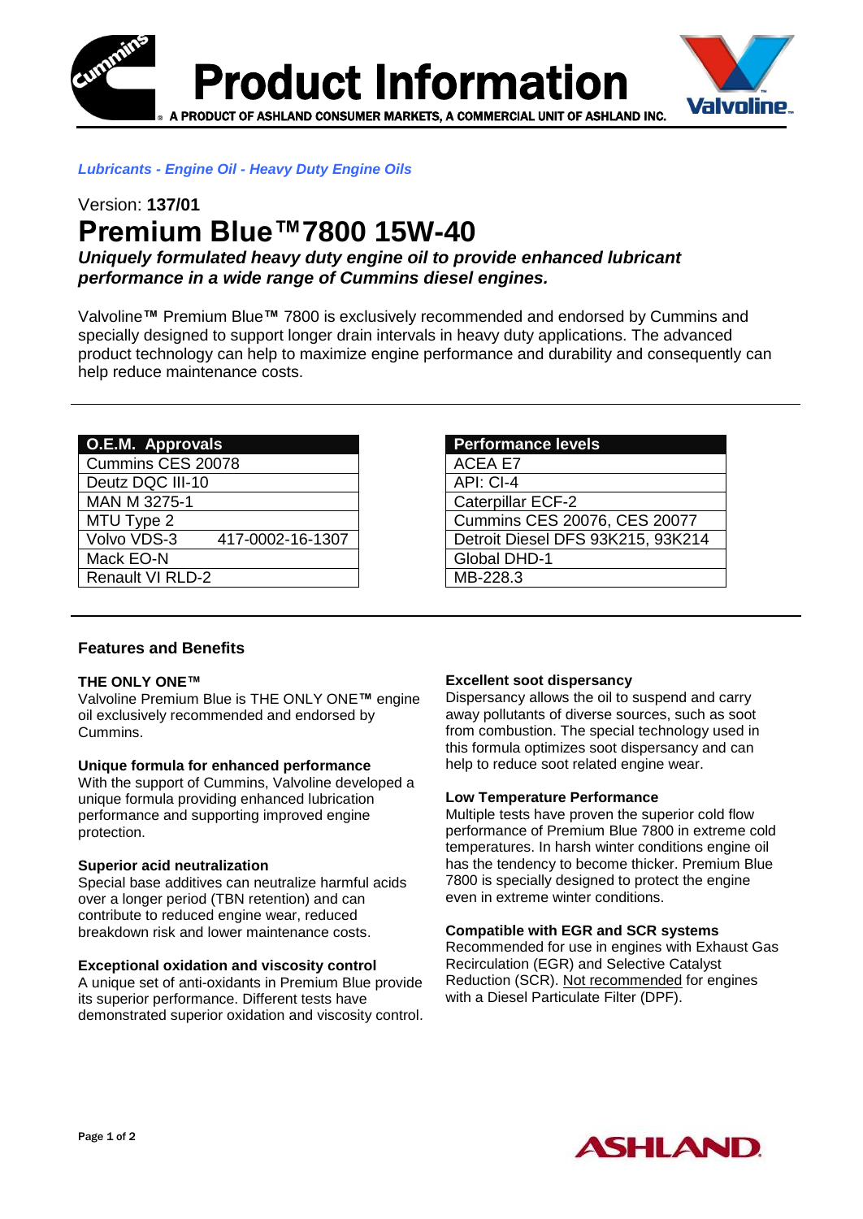# Product Information

A PRODUCT OF ASHLAND CONSUMER MARKETS, A COMMERCIAL UNIT OF ASHLAND INC.

***Lubricants - Engine Oil - Heavy Duty Engine Oils***

Version: **137/01**

# Premium Blue™ 7800 15W-40

***Uniquely formulated heavy duty engine oil to provide enhanced lubricant performance in a wide range of Cummins diesel engines.***

Valvoline™ Premium Blue™ 7800 is exclusively recommended and endorsed by Cummins and specially designed to support longer drain intervals in heavy duty applications. The advanced product technology can help to maximize engine performance and durability and consequently can help reduce maintenance costs.

| O.E.M. Approvals | |
|---|---|
| Cummins CES 20078 | |
| Deutz DQC III-10 | |
| MAN M 3275-1 | |
| MTU Type 2 | |
| Volvo VDS-3 | 417-0002-16-1307 |
| Mack EO-N | |
| Renault VI RLD-2 | |

| Performance levels |
|---|
| ACEA E7 |
| API: CI-4 |
| Caterpillar ECF-2 |
| Cummins CES 20076, CES 20077 |
| Detroit Diesel DFS 93K215, 93K214 |
| Global DHD-1 |
| MB-228.3 |

## Features and Benefits

**THE ONLY ONE™**

Valvoline Premium Blue is THE ONLY ONE™ engine oil exclusively recommended and endorsed by Cummins.

**Unique formula for enhanced performance**

With the support of Cummins, Valvoline developed a unique formula providing enhanced lubrication performance and supporting improved engine protection.

**Superior acid neutralization**

Special base additives can neutralize harmful acids over a longer period (TBN retention) and can contribute to reduced engine wear, reduced breakdown risk and lower maintenance costs.

**Exceptional oxidation and viscosity control**

A unique set of anti-oxidants in Premium Blue provide its superior performance. Different tests have demonstrated superior oxidation and viscosity control.

**Excellent soot dispersancy**

Dispersancy allows the oil to suspend and carry away pollutants of diverse sources, such as soot from combustion. The special technology used in this formula optimizes soot dispersancy and can help to reduce soot related engine wear.

**Low Temperature Performance**

Multiple tests have proven the superior cold flow performance of Premium Blue 7800 in extreme cold temperatures. In harsh winter conditions engine oil has the tendency to become thicker. Premium Blue 7800 is specially designed to protect the engine even in extreme winter conditions.

**Compatible with EGR and SCR systems**

Recommended for use in engines with Exhaust Gas Recirculation (EGR) and Selective Catalyst Reduction (SCR). Not recommended for engines with a Diesel Particulate Filter (DPF).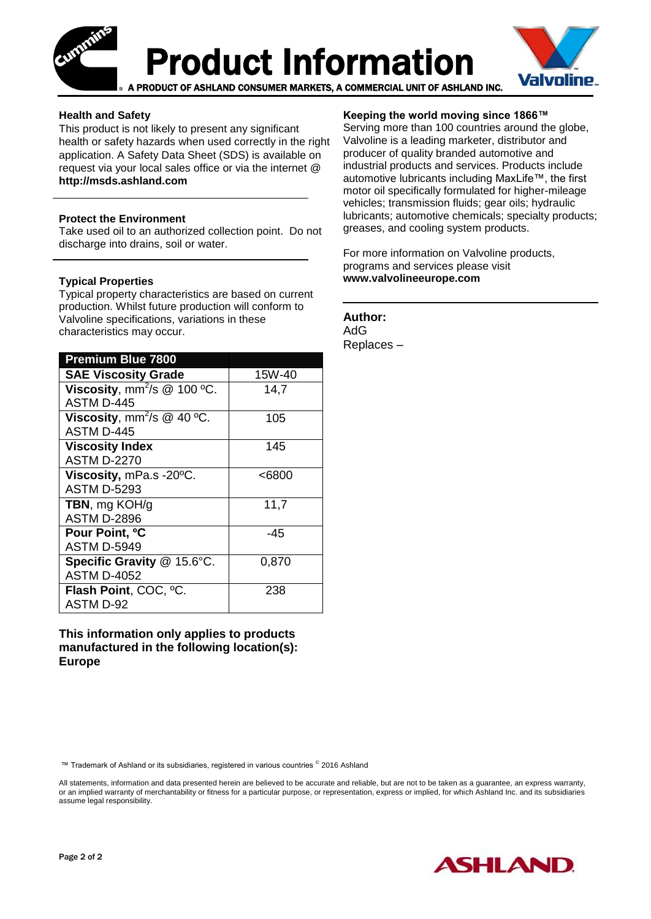# Product Information

A PRODUCT OF ASHLAND CONSUMER MARKETS, A COMMERCIAL UNIT OF ASHLAND INC.

**Health and Safety**

This product is not likely to present any significant health or safety hazards when used correctly in the right application. A Safety Data Sheet (SDS) is available on request via your local sales office or via the internet @ **http://msds.ashland.com**

**Protect the Environment**

Take used oil to an authorized collection point. Do not discharge into drains, soil or water.

**Typical Properties**

Typical property characteristics are based on current production. Whilst future production will conform to Valvoline specifications, variations in these characteristics may occur.

| **Premium Blue 7800** | |
|---|---|
| **SAE Viscosity Grade** | 15W-40 |
| **Viscosity**, $mm^2/s$ @ 100 ºC. ASTM D-445 | 14,7 |
| **Viscosity**, $mm^2/s$ @ 40 ºC. ASTM D-445 | 105 |
| **Viscosity Index** ASTM D-2270 | 145 |
| **Viscosity,** mPa.s -20ºC. ASTM D-5293 | <6800 |
| **TBN**, mg KOH/g ASTM D-2896 | 11,7 |
| **Pour Point, ºC** ASTM D-5949 | -45 |
| **Specific Gravity** @ 15.6°C. ASTM D-4052 | 0,870 |
| **Flash Point**, COC, ºC. ASTM D-92 | 238 |

**This information only applies to products manufactured in the following location(s): Europe**

**Keeping the world moving since 1866™**

Serving more than 100 countries around the globe, Valvoline is a leading marketer, distributor and producer of quality branded automotive and industrial products and services. Products include automotive lubricants including MaxLife™, the first motor oil specifically formulated for higher-mileage vehicles; transmission fluids; gear oils; hydraulic lubricants; automotive chemicals; specialty products; greases, and cooling system products.

For more information on Valvoline products, programs and services please visit **www.valvolineeurope.com**

**Author:**
AdG
Replaces –

™ Trademark of Ashland or its subsidiaries, registered in various countries © 2016 Ashland

All statements, information and data presented herein are believed to be accurate and reliable, but are not to be taken as a guarantee, an express warranty, or an implied warranty of merchantability or fitness for a particular purpose, or representation, express or implied, for which Ashland Inc. and its subsidiaries assume legal responsibility.